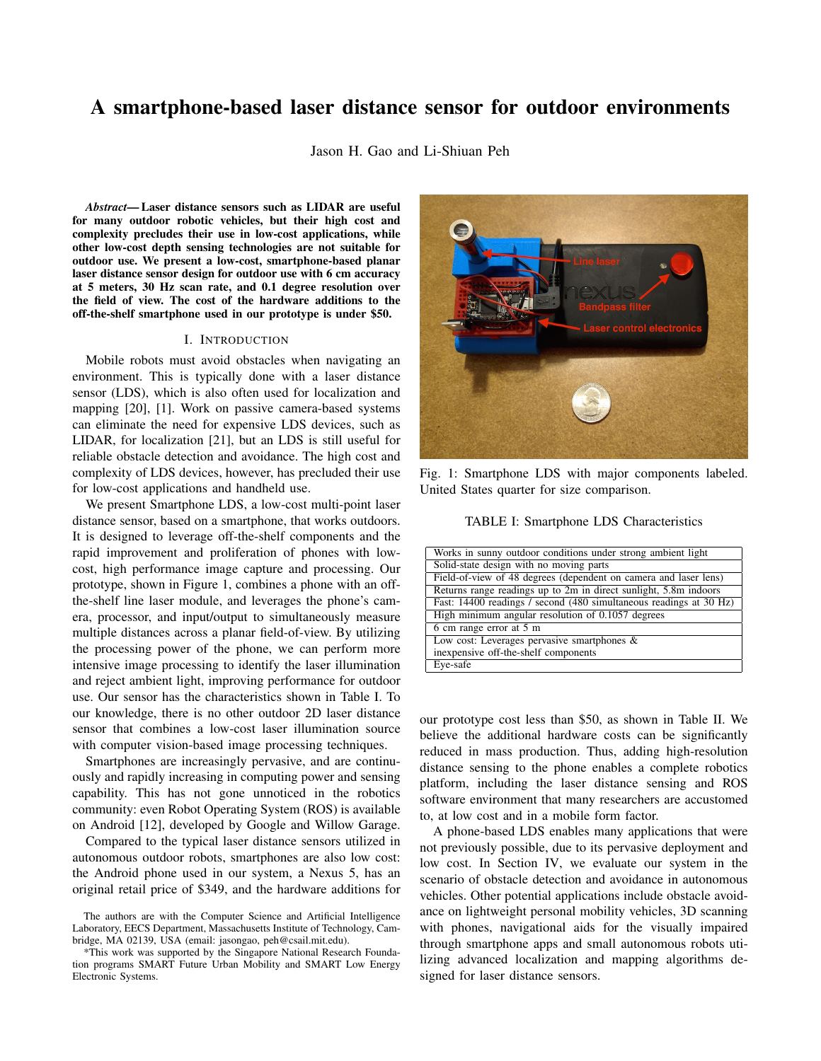# A smartphone-based laser distance sensor for outdoor environments

Jason H. Gao and Li-Shiuan Peh

***Abstract*— Laser distance sensors such as LIDAR are useful for many outdoor robotic vehicles, but their high cost and complexity precludes their use in low-cost applications, while other low-cost depth sensing technologies are not suitable for outdoor use. We present a low-cost, smartphone-based planar laser distance sensor design for outdoor use with 6 cm accuracy at 5 meters, 30 Hz scan rate, and 0.1 degree resolution over the field of view. The cost of the hardware additions to the off-the-shelf smartphone used in our prototype is under $50.**

## I. Introduction

Mobile robots must avoid obstacles when navigating an environment. This is typically done with a laser distance sensor (LDS), which is also often used for localization and mapping [20], [1]. Work on passive camera-based systems can eliminate the need for expensive LDS devices, such as LIDAR, for localization [21], but an LDS is still useful for reliable obstacle detection and avoidance. The high cost and complexity of LDS devices, however, has precluded their use for low-cost applications and handheld use.

We present Smartphone LDS, a low-cost multi-point laser distance sensor, based on a smartphone, that works outdoors. It is designed to leverage off-the-shelf components and the rapid improvement and proliferation of phones with low-cost, high performance image capture and processing. Our prototype, shown in Figure 1, combines a phone with an off-the-shelf line laser module, and leverages the phone's camera, processor, and input/output to simultaneously measure multiple distances across a planar field-of-view. By utilizing the processing power of the phone, we can perform more intensive image processing to identify the laser illumination and reject ambient light, improving performance for outdoor use. Our sensor has the characteristics shown in Table I. To our knowledge, there is no other outdoor 2D laser distance sensor that combines a low-cost laser illumination source with computer vision-based image processing techniques.

Smartphones are increasingly pervasive, and are continuously and rapidly increasing in computing power and sensing capability. This has not gone unnoticed in the robotics community: even Robot Operating System (ROS) is available on Android [12], developed by Google and Willow Garage.

Compared to the typical laser distance sensors utilized in autonomous outdoor robots, smartphones are also low cost: the Android phone used in our system, a Nexus 5, has an original retail price of $349, and the hardware additions for our prototype cost less than $50, as shown in Table II. We believe the additional hardware costs can be significantly reduced in mass production. Thus, adding high-resolution distance sensing to the phone enables a complete robotics platform, including the laser distance sensing and ROS software environment that many researchers are accustomed to, at low cost and in a mobile form factor.

Fig. 1: Smartphone LDS with major components labeled. United States quarter for size comparison.

TABLE I: Smartphone LDS Characteristics

| Characteristic |
|---|
| Works in sunny outdoor conditions under strong ambient light |
| Solid-state design with no moving parts |
| Field-of-view of 48 degrees (dependent on camera and laser lens) |
| Returns range readings up to 2m in direct sunlight, 5.8m indoors |
| Fast: 14400 readings / second (480 simultaneous readings at 30 Hz) |
| High minimum angular resolution of 0.1057 degrees |
| 6 cm range error at 5 m |
| Low cost: Leverages pervasive smartphones & inexpensive off-the-shelf components |
| Eye-safe |

A phone-based LDS enables many applications that were not previously possible, due to its pervasive deployment and low cost. In Section IV, we evaluate our system in the scenario of obstacle detection and avoidance in autonomous vehicles. Other potential applications include obstacle avoidance on lightweight personal mobility vehicles, 3D scanning with phones, navigational aids for the visually impaired through smartphone apps and small autonomous robots utilizing advanced localization and mapping algorithms designed for laser distance sensors.

The authors are with the Computer Science and Artificial Intelligence Laboratory, EECS Department, Massachusetts Institute of Technology, Cambridge, MA 02139, USA (email: jasongao, peh@csail.mit.edu).

*This work was supported by the Singapore National Research Foundation programs SMART Future Urban Mobility and SMART Low Energy Electronic Systems.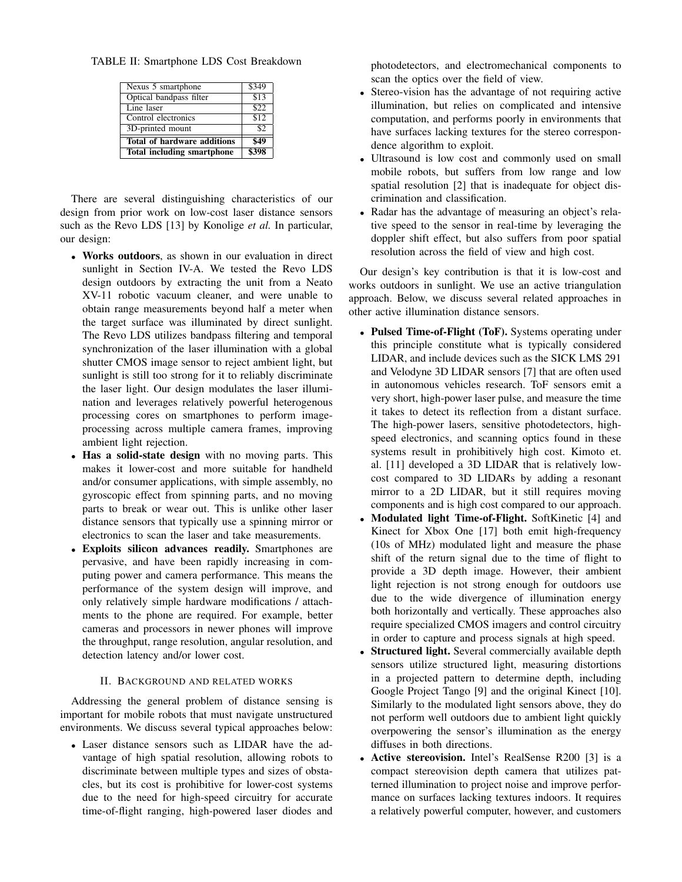TABLE II: Smartphone LDS Cost Breakdown

| | |
|---|---|
| Nexus 5 smartphone | $349 |
| Optical bandpass filter | $13 |
| Line laser | $22 |
| Control electronics | $12 |
| 3D-printed mount | $2 |
| **Total of hardware additions** | **$49** |
| **Total including smartphone** | **$398** |

There are several distinguishing characteristics of our design from prior work on low-cost laser distance sensors such as the Revo LDS [13] by Konolige *et al.* In particular, our design:

- **Works outdoors**, as shown in our evaluation in direct sunlight in Section IV-A. We tested the Revo LDS design outdoors by extracting the unit from a Neato XV-11 robotic vacuum cleaner, and were unable to obtain range measurements beyond half a meter when the target surface was illuminated by direct sunlight. The Revo LDS utilizes bandpass filtering and temporal synchronization of the laser illumination with a global shutter CMOS image sensor to reject ambient light, but sunlight is still too strong for it to reliably discriminate the laser light. Our design modulates the laser illumination and leverages relatively powerful heterogenous processing cores on smartphones to perform image-processing across multiple camera frames, improving ambient light rejection.
- **Has a solid-state design** with no moving parts. This makes it lower-cost and more suitable for handheld and/or consumer applications, with simple assembly, no gyroscopic effect from spinning parts, and no moving parts to break or wear out. This is unlike other laser distance sensors that typically use a spinning mirror or electronics to scan the laser and take measurements.
- **Exploits silicon advances readily.** Smartphones are pervasive, and have been rapidly increasing in computing power and camera performance. This means the performance of the system design will improve, and only relatively simple hardware modifications / attachments to the phone are required. For example, better cameras and processors in newer phones will improve the throughput, range resolution, angular resolution, and detection latency and/or lower cost.

## II. Background and Related Works

Addressing the general problem of distance sensing is important for mobile robots that must navigate unstructured environments. We discuss several typical approaches below:

- Laser distance sensors such as LIDAR have the advantage of high spatial resolution, allowing robots to discriminate between multiple types and sizes of obstacles, but its cost is prohibitive for lower-cost systems due to the need for high-speed circuitry for accurate time-of-flight ranging, high-powered laser diodes and photodetectors, and electromechanical components to scan the optics over the field of view.
- Stereo-vision has the advantage of not requiring active illumination, but relies on complicated and intensive computation, and performs poorly in environments that have surfaces lacking textures for the stereo correspondence algorithm to exploit.
- Ultrasound is low cost and commonly used on small mobile robots, but suffers from low range and low spatial resolution [2] that is inadequate for object discrimination and classification.
- Radar has the advantage of measuring an object's relative speed to the sensor in real-time by leveraging the doppler shift effect, but also suffers from poor spatial resolution across the field of view and high cost.

Our design's key contribution is that it is low-cost and works outdoors in sunlight. We use an active triangulation approach. Below, we discuss several related approaches in other active illumination distance sensors.

- **Pulsed Time-of-Flight (ToF).** Systems operating under this principle constitute what is typically considered LIDAR, and include devices such as the SICK LMS 291 and Velodyne 3D LIDAR sensors [7] that are often used in autonomous vehicles research. ToF sensors emit a very short, high-power laser pulse, and measure the time it takes to detect its reflection from a distant surface. The high-power lasers, sensitive photodetectors, high-speed electronics, and scanning optics found in these systems result in prohibitively high cost. Kimoto et. al. [11] developed a 3D LIDAR that is relatively low-cost compared to 3D LIDARs by adding a resonant mirror to a 2D LIDAR, but it still requires moving components and is high cost compared to our approach.
- **Modulated light Time-of-Flight.** SoftKinetic [4] and Kinect for Xbox One [17] both emit high-frequency (10s of MHz) modulated light and measure the phase shift of the return signal due to the time of flight to provide a 3D depth image. However, their ambient light rejection is not strong enough for outdoors use due to the wide divergence of illumination energy both horizontally and vertically. These approaches also require specialized CMOS imagers and control circuitry in order to capture and process signals at high speed.
- **Structured light.** Several commercially available depth sensors utilize structured light, measuring distortions in a projected pattern to determine depth, including Google Project Tango [9] and the original Kinect [10]. Similarly to the modulated light sensors above, they do not perform well outdoors due to ambient light quickly overpowering the sensor's illumination as the energy diffuses in both directions.
- **Active stereovision.** Intel's RealSense R200 [3] is a compact stereovision depth camera that utilizes patterned illumination to project noise and improve performance on surfaces lacking textures indoors. It requires a relatively powerful computer, however, and customers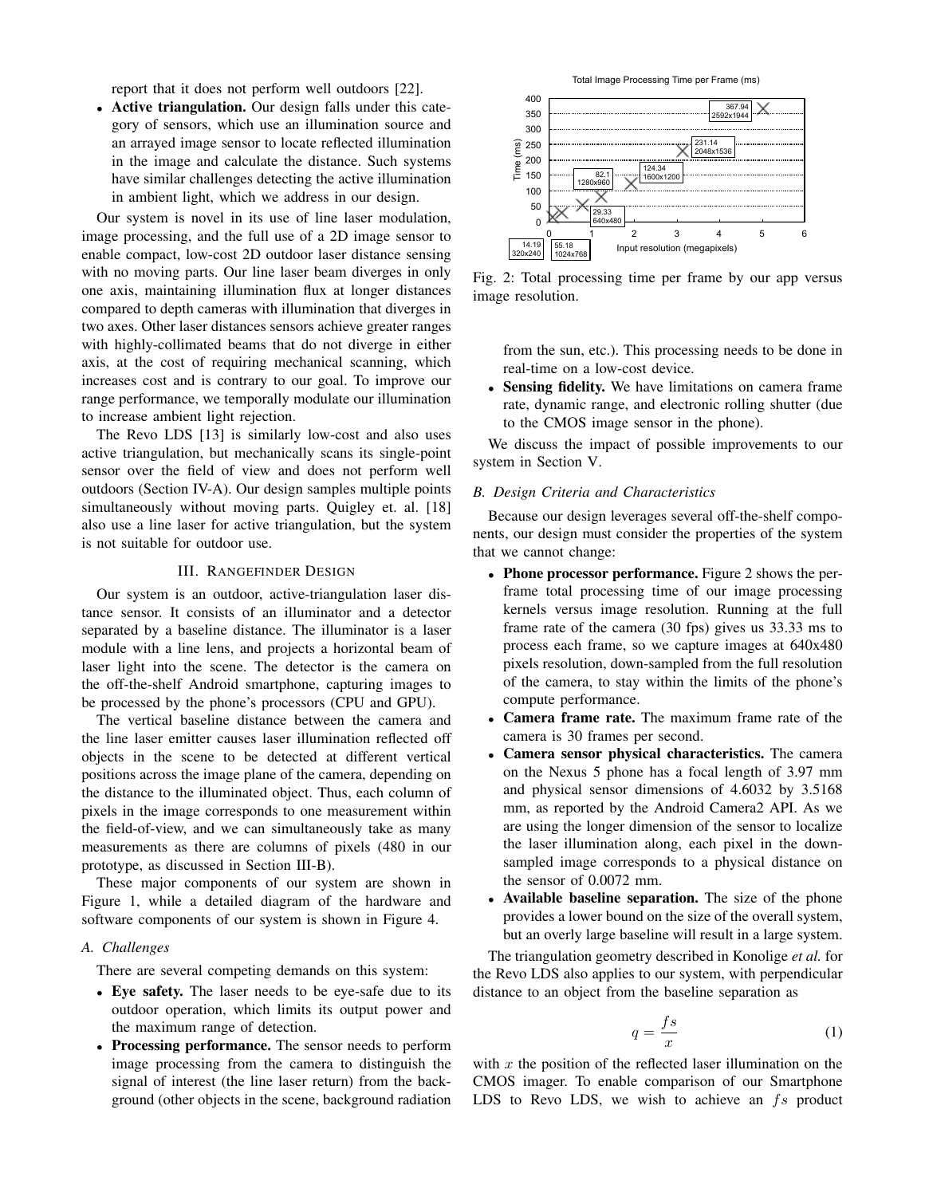report that it does not perform well outdoors [22].

- **Active triangulation.** Our design falls under this category of sensors, which use an illumination source and an arrayed image sensor to locate reflected illumination in the image and calculate the distance. Such systems have similar challenges detecting the active illumination in ambient light, which we address in our design.

Our system is novel in its use of line laser modulation, image processing, and the full use of a 2D image sensor to enable compact, low-cost 2D outdoor laser distance sensing with no moving parts. Our line laser beam diverges in only one axis, maintaining illumination flux at longer distances compared to depth cameras with illumination that diverges in two axes. Other laser distances sensors achieve greater ranges with highly-collimated beams that do not diverge in either axis, at the cost of requiring mechanical scanning, which increases cost and is contrary to our goal. To improve our range performance, we temporally modulate our illumination to increase ambient light rejection.

The Revo LDS [13] is similarly low-cost and also uses active triangulation, but mechanically scans its single-point sensor over the field of view and does not perform well outdoors (Section IV-A). Our design samples multiple points simultaneously without moving parts. Quigley et. al. [18] also use a line laser for active triangulation, but the system is not suitable for outdoor use.

## III. Rangefinder Design

Our system is an outdoor, active-triangulation laser distance sensor. It consists of an illuminator and a detector separated by a baseline distance. The illuminator is a laser module with a line lens, and projects a horizontal beam of laser light into the scene. The detector is the camera on the off-the-shelf Android smartphone, capturing images to be processed by the phone's processors (CPU and GPU).

The vertical baseline distance between the camera and the line laser emitter causes laser illumination reflected off objects in the scene to be detected at different vertical positions across the image plane of the camera, depending on the distance to the illuminated object. Thus, each column of pixels in the image corresponds to one measurement within the field-of-view, and we can simultaneously take as many measurements as there are columns of pixels (480 in our prototype, as discussed in Section III-B).

These major components of our system are shown in Figure 1, while a detailed diagram of the hardware and software components of our system is shown in Figure 4.

### A. Challenges

There are several competing demands on this system:

- **Eye safety.** The laser needs to be eye-safe due to its outdoor operation, which limits its output power and the maximum range of detection.
- **Processing performance.** The sensor needs to perform image processing from the camera to distinguish the signal of interest (the line laser return) from the background (other objects in the scene, background radiation from the sun, etc.). This processing needs to be done in real-time on a low-cost device.
- **Sensing fidelity.** We have limitations on camera frame rate, dynamic range, and electronic rolling shutter (due to the CMOS image sensor in the phone).

We discuss the impact of possible improvements to our system in Section V.

Total Image Processing Time per Frame (ms)

| Resolution | Input resolution (megapixels) | Time (ms) |
|---|---|---|
| 320x240 | | 14.19 |
| 640x480 | | 29.33 |
| 1024x768 | | 55.18 |
| 1280x960 | | 82.1 |
| 1600x1200 | | 124.34 |
| 2048x1536 | | 231.14 |
| 2592x1944 | | 367.94 |

Fig. 2: Total processing time per frame by our app versus image resolution.

### B. Design Criteria and Characteristics

Because our design leverages several off-the-shelf components, our design must consider the properties of the system that we cannot change:

- **Phone processor performance.** Figure 2 shows the per-frame total processing time of our image processing kernels versus image resolution. Running at the full frame rate of the camera (30 fps) gives us 33.33 ms to process each frame, so we capture images at 640x480 pixels resolution, down-sampled from the full resolution of the camera, to stay within the limits of the phone's compute performance.
- **Camera frame rate.** The maximum frame rate of the camera is 30 frames per second.
- **Camera sensor physical characteristics.** The camera on the Nexus 5 phone has a focal length of 3.97 mm and physical sensor dimensions of 4.6032 by 3.5168 mm, as reported by the Android Camera2 API. As we are using the longer dimension of the sensor to localize the laser illumination along, each pixel in the down-sampled image corresponds to a physical distance on the sensor of 0.0072 mm.
- **Available baseline separation.** The size of the phone provides a lower bound on the size of the overall system, but an overly large baseline will result in a large system.

The triangulation geometry described in Konolige *et al.* for the Revo LDS also applies to our system, with perpendicular distance to an object from the baseline separation as

$$q = \frac{fs}{x} \tag{1}$$

with $x$ the position of the reflected laser illumination on the CMOS imager. To enable comparison of our Smartphone LDS to Revo LDS, we wish to achieve an $fs$ product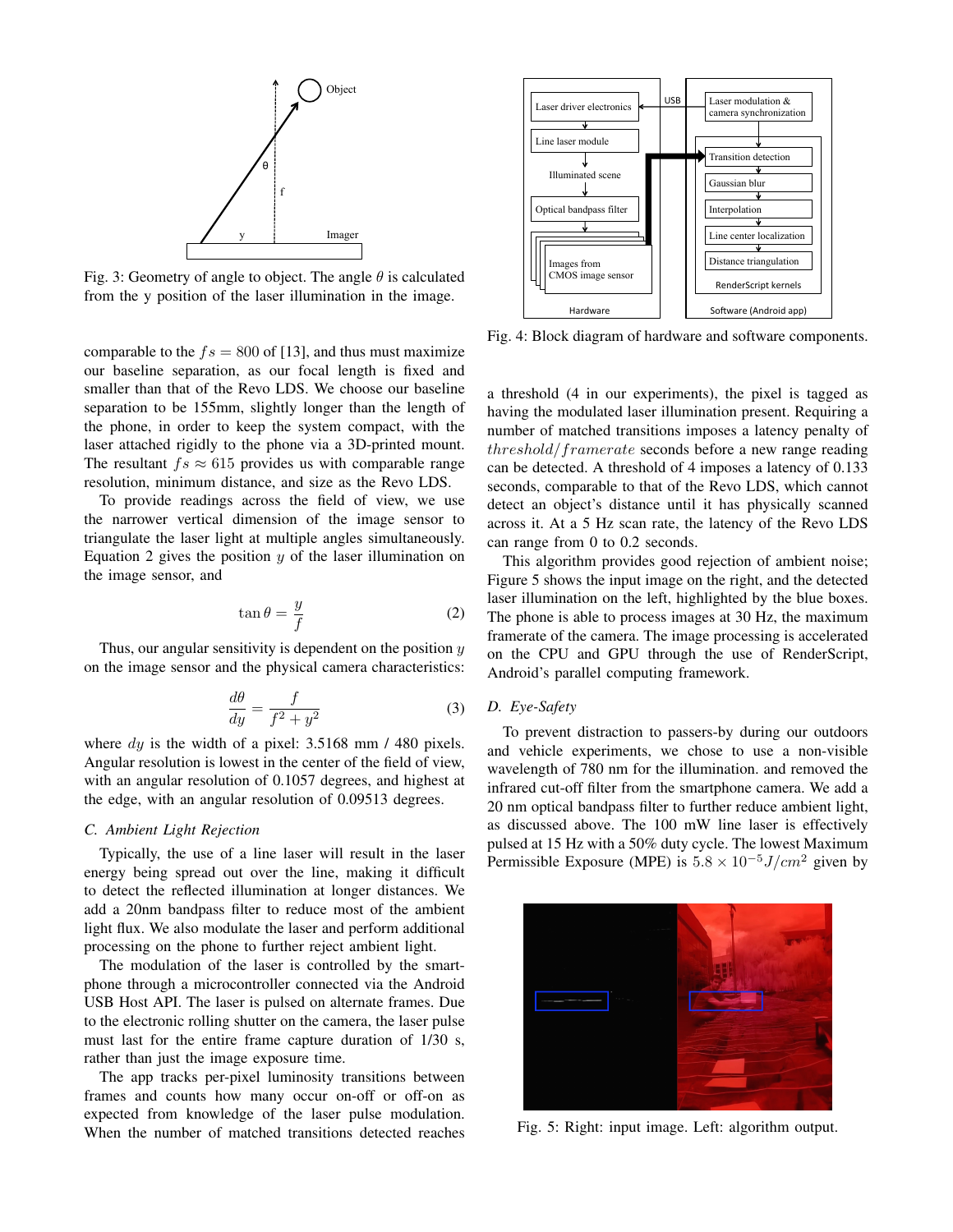Fig. 3: Geometry of angle to object. The angle $\theta$ is calculated from the y position of the laser illumination in the image.

comparable to the $fs = 800$ of [13], and thus must maximize our baseline separation, as our focal length is fixed and smaller than that of the Revo LDS. We choose our baseline separation to be 155mm, slightly longer than the length of the phone, in order to keep the system compact, with the laser attached rigidly to the phone via a 3D-printed mount. The resultant $fs \approx 615$ provides us with comparable range resolution, minimum distance, and size as the Revo LDS.

To provide readings across the field of view, we use the narrower vertical dimension of the image sensor to triangulate the laser light at multiple angles simultaneously. Equation 2 gives the position $y$ of the laser illumination on the image sensor, and

$$\tan\theta = \frac{y}{f} \tag{2}$$

Thus, our angular sensitivity is dependent on the position $y$ on the image sensor and the physical camera characteristics:

$$\frac{d\theta}{dy} = \frac{f}{f^2 + y^2} \tag{3}$$

where $dy$ is the width of a pixel: 3.5168 mm / 480 pixels. Angular resolution is lowest in the center of the field of view, with an angular resolution of 0.1057 degrees, and highest at the edge, with an angular resolution of 0.09513 degrees.

### C. Ambient Light Rejection

Typically, the use of a line laser will result in the laser energy being spread out over the line, making it difficult to detect the reflected illumination at longer distances. We add a 20nm bandpass filter to reduce most of the ambient light flux. We also modulate the laser and perform additional processing on the phone to further reject ambient light.

The modulation of the laser is controlled by the smartphone through a microcontroller connected via the Android USB Host API. The laser is pulsed on alternate frames. Due to the electronic rolling shutter on the camera, the laser pulse must last for the entire frame capture duration of 1/30 s, rather than just the image exposure time.

The app tracks per-pixel luminosity transitions between frames and counts how many occur on-off or off-on as expected from knowledge of the laser pulse modulation. When the number of matched transitions detected reaches a threshold (4 in our experiments), the pixel is tagged as having the modulated laser illumination present. Requiring a number of matched transitions imposes a latency penalty of $threshold/framerate$ seconds before a new range reading can be detected. A threshold of 4 imposes a latency of 0.133 seconds, comparable to that of the Revo LDS, which cannot detect an object's distance until it has physically scanned across it. At a 5 Hz scan rate, the latency of the Revo LDS can range from 0 to 0.2 seconds.

This algorithm provides good rejection of ambient noise; Figure 5 shows the input image on the right, and the detected laser illumination on the left, highlighted by the blue boxes. The phone is able to process images at 30 Hz, the maximum framerate of the camera. The image processing is accelerated on the CPU and GPU through the use of RenderScript, Android's parallel computing framework.

Fig. 4: Block diagram of hardware and software components.

### D. Eye-Safety

To prevent distraction to passers-by during our outdoors and vehicle experiments, we chose to use a non-visible wavelength of 780 nm for the illumination. and removed the infrared cut-off filter from the smartphone camera. We add a 20 nm optical bandpass filter to further reduce ambient light, as discussed above. The 100 mW line laser is effectively pulsed at 15 Hz with a 50% duty cycle. The lowest Maximum Permissible Exposure (MPE) is $5.8 \times 10^{-5} J/cm^2$ given by

Fig. 5: Right: input image. Left: algorithm output.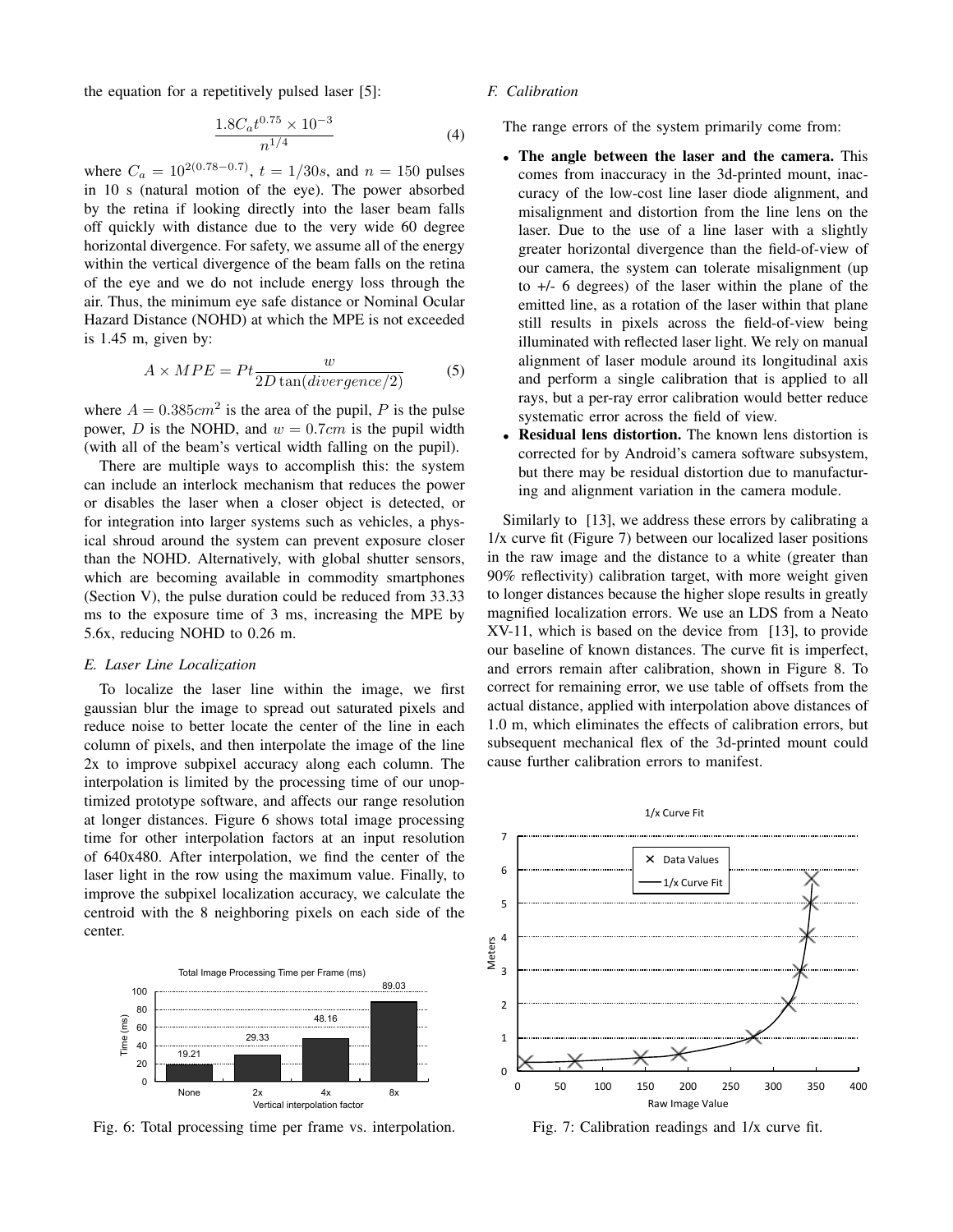the equation for a repetitively pulsed laser [5]:

$$\frac{1.8C_a t^{0.75} \times 10^{-3}}{n^{1/4}} \tag{4}$$

where $C_a = 10^{2(0.78-0.7)}$, $t = 1/30s$, and $n = 150$ pulses in 10 s (natural motion of the eye). The power absorbed by the retina if looking directly into the laser beam falls off quickly with distance due to the very wide 60 degree horizontal divergence. For safety, we assume all of the energy within the vertical divergence of the beam falls on the retina of the eye and we do not include energy loss through the air. Thus, the minimum eye safe distance or Nominal Ocular Hazard Distance (NOHD) at which the MPE is not exceeded is 1.45 m, given by:

$$A \times MPE = Pt\frac{w}{2D\tan(divergence/2)} \tag{5}$$

where $A = 0.385cm^2$ is the area of the pupil, $P$ is the pulse power, $D$ is the NOHD, and $w = 0.7cm$ is the pupil width (with all of the beam's vertical width falling on the pupil).

There are multiple ways to accomplish this: the system can include an interlock mechanism that reduces the power or disables the laser when a closer object is detected, or for integration into larger systems such as vehicles, a physical shroud around the system can prevent exposure closer than the NOHD. Alternatively, with global shutter sensors, which are becoming available in commodity smartphones (Section V), the pulse duration could be reduced from 33.33 ms to the exposure time of 3 ms, increasing the MPE by 5.6x, reducing NOHD to 0.26 m.

### *E. Laser Line Localization*

To localize the laser line within the image, we first gaussian blur the image to spread out saturated pixels and reduce noise to better locate the center of the line in each column of pixels, and then interpolate the image of the line 2x to improve subpixel accuracy along each column. The interpolation is limited by the processing time of our unoptimized prototype software, and affects our range resolution at longer distances. Figure 6 shows total image processing time for other interpolation factors at an input resolution of 640x480. After interpolation, we find the center of the laser light in the row using the maximum value. Finally, to improve the subpixel localization accuracy, we calculate the centroid with the 8 neighboring pixels on each side of the center.

Total Image Processing Time per Frame (ms)

| Vertical interpolation factor | Time (ms) |
|---|---|
| None | 19.21 |
| 2x | 29.33 |
| 4x | 48.16 |
| 8x | 89.03 |

Fig. 6: Total processing time per frame vs. interpolation.

### *F. Calibration*

The range errors of the system primarily come from:

- **The angle between the laser and the camera.** This comes from inaccuracy in the 3d-printed mount, inaccuracy of the low-cost line laser diode alignment, and misalignment and distortion from the line lens on the laser. Due to the use of a line laser with a slightly greater horizontal divergence than the field-of-view of our camera, the system can tolerate misalignment (up to +/- 6 degrees) of the laser within the plane of the emitted line, as a rotation of the laser within that plane still results in pixels across the field-of-view being illuminated with reflected laser light. We rely on manual alignment of laser module around its longitudinal axis and perform a single calibration that is applied to all rays, but a per-ray error calibration would better reduce systematic error across the field of view.
- **Residual lens distortion.** The known lens distortion is corrected for by Android's camera software subsystem, but there may be residual distortion due to manufacturing and alignment variation in the camera module.

Similarly to [13], we address these errors by calibrating a 1/x curve fit (Figure 7) between our localized laser positions in the raw image and the distance to a white (greater than 90% reflectivity) calibration target, with more weight given to longer distances because the higher slope results in greatly magnified localization errors. We use an LDS from a Neato XV-11, which is based on the device from [13], to provide our baseline of known distances. The curve fit is imperfect, and errors remain after calibration, shown in Figure 8. To correct for remaining error, we use table of offsets from the actual distance, applied with interpolation above distances of 1.0 m, which eliminates the effects of calibration errors, but subsequent mechanical flex of the 3d-printed mount could cause further calibration errors to manifest.

Fig. 7: Calibration readings and 1/x curve fit.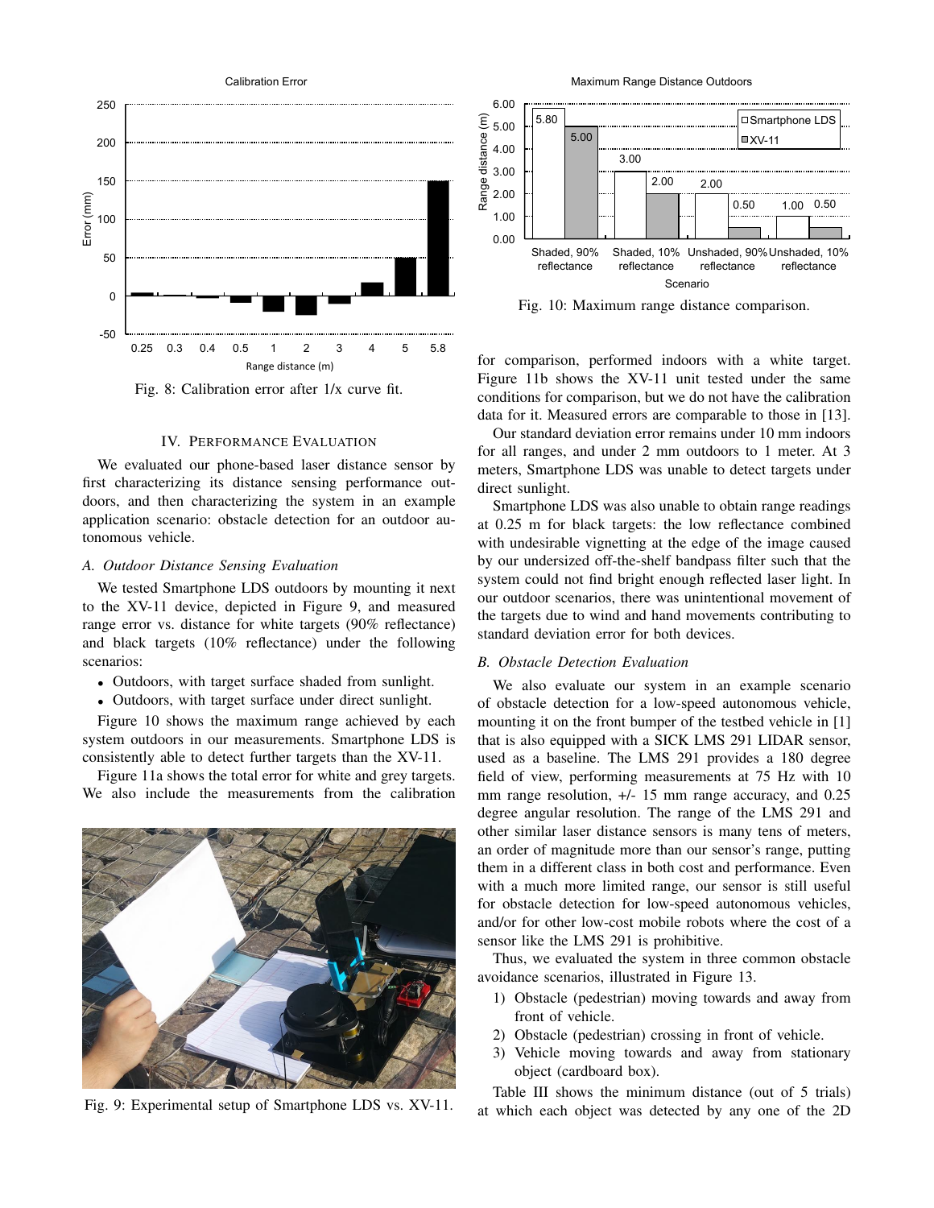Fig. 8: Calibration error after 1/x curve fit.

## IV. Performance Evaluation

We evaluated our phone-based laser distance sensor by first characterizing its distance sensing performance outdoors, and then characterizing the system in an example application scenario: obstacle detection for an outdoor autonomous vehicle.

### A. Outdoor Distance Sensing Evaluation

We tested Smartphone LDS outdoors by mounting it next to the XV-11 device, depicted in Figure 9, and measured range error vs. distance for white targets (90% reflectance) and black targets (10% reflectance) under the following scenarios:

- Outdoors, with target surface shaded from sunlight.
- Outdoors, with target surface under direct sunlight.

Figure 10 shows the maximum range achieved by each system outdoors in our measurements. Smartphone LDS is consistently able to detect further targets than the XV-11.

Figure 11a shows the total error for white and grey targets. We also include the measurements from the calibration

Fig. 9: Experimental setup of Smartphone LDS vs. XV-11.

Fig. 10: Maximum range distance comparison.

for comparison, performed indoors with a white target. Figure 11b shows the XV-11 unit tested under the same conditions for comparison, but we do not have the calibration data for it. Measured errors are comparable to those in [13].

Our standard deviation error remains under 10 mm indoors for all ranges, and under 2 mm outdoors to 1 meter. At 3 meters, Smartphone LDS was unable to detect targets under direct sunlight.

Smartphone LDS was also unable to obtain range readings at 0.25 m for black targets: the low reflectance combined with undesirable vignetting at the edge of the image caused by our undersized off-the-shelf bandpass filter such that the system could not find bright enough reflected laser light. In our outdoor scenarios, there was unintentional movement of the targets due to wind and hand movements contributing to standard deviation error for both devices.

### B. Obstacle Detection Evaluation

We also evaluate our system in an example scenario of obstacle detection for a low-speed autonomous vehicle, mounting it on the front bumper of the testbed vehicle in [1] that is also equipped with a SICK LMS 291 LIDAR sensor, used as a baseline. The LMS 291 provides a 180 degree field of view, performing measurements at 75 Hz with 10 mm range resolution, +/- 15 mm range accuracy, and 0.25 degree angular resolution. The range of the LMS 291 and other similar laser distance sensors is many tens of meters, an order of magnitude more than our sensor's range, putting them in a different class in both cost and performance. Even with a much more limited range, our sensor is still useful for obstacle detection for low-speed autonomous vehicles, and/or for other low-cost mobile robots where the cost of a sensor like the LMS 291 is prohibitive.

Thus, we evaluated the system in three common obstacle avoidance scenarios, illustrated in Figure 13.

1) Obstacle (pedestrian) moving towards and away from front of vehicle.
2) Obstacle (pedestrian) crossing in front of vehicle.
3) Vehicle moving towards and away from stationary object (cardboard box).

Table III shows the minimum distance (out of 5 trials) at which each object was detected by any one of the 2D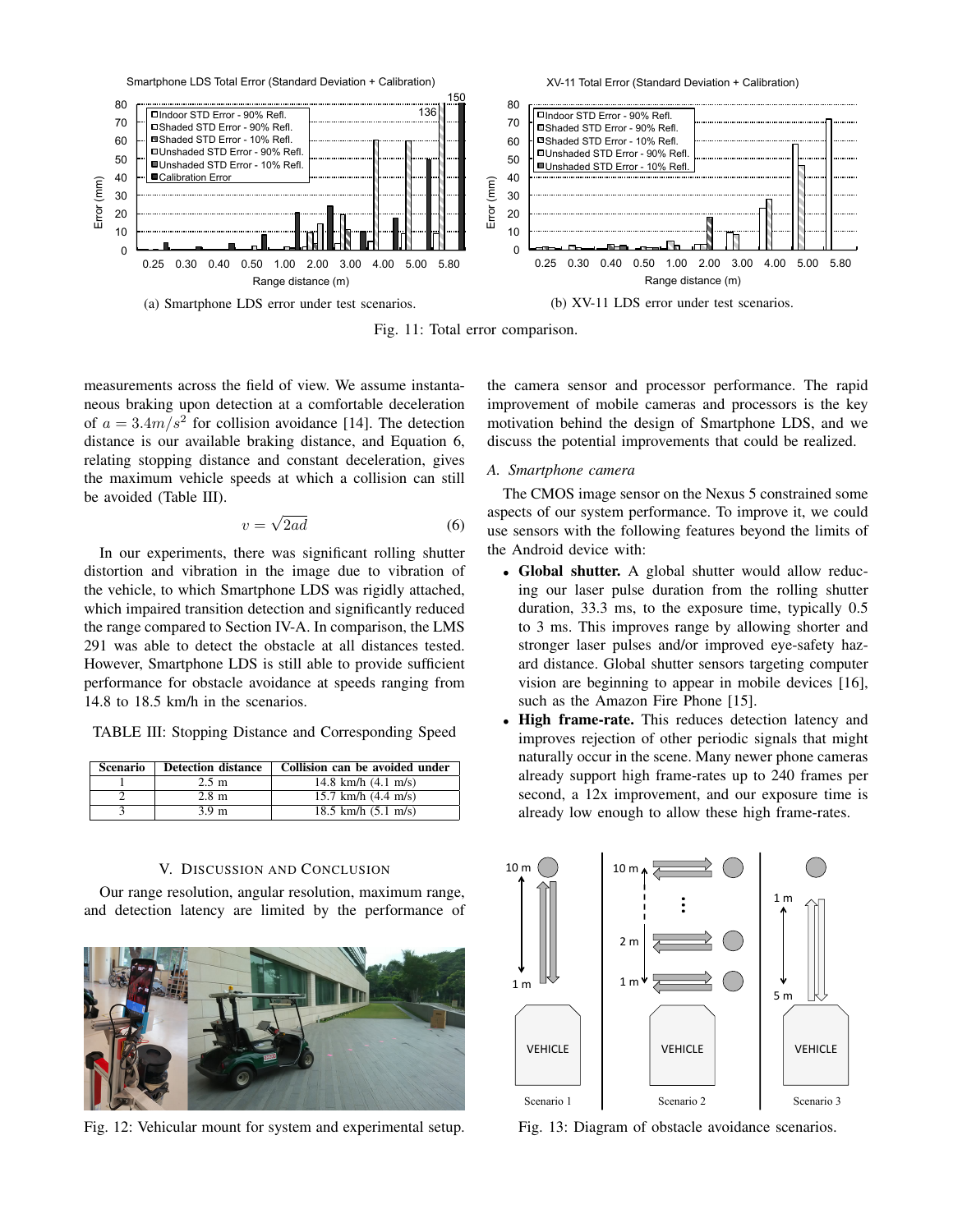Fig. 11: Total error comparison.

(a) Smartphone LDS error under test scenarios.

(b) XV-11 LDS error under test scenarios.

measurements across the field of view. We assume instantaneous braking upon detection at a comfortable deceleration of $a = 3.4m/s^2$ for collision avoidance [14]. The detection distance is our available braking distance, and Equation 6, relating stopping distance and constant deceleration, gives the maximum vehicle speeds at which a collision can still be avoided (Table III).

$$v = \sqrt{2ad} \tag{6}$$

In our experiments, there was significant rolling shutter distortion and vibration in the image due to vibration of the vehicle, to which Smartphone LDS was rigidly attached, which impaired transition detection and significantly reduced the range compared to Section IV-A. In comparison, the LMS 291 was able to detect the obstacle at all distances tested. However, Smartphone LDS is still able to provide sufficient performance for obstacle avoidance at speeds ranging from 14.8 to 18.5 km/h in the scenarios.

TABLE III: Stopping Distance and Corresponding Speed

| Scenario | Detection distance | Collision can be avoided under |
|---|---|---|
| 1 | 2.5 m | 14.8 km/h (4.1 m/s) |
| 2 | 2.8 m | 15.7 km/h (4.4 m/s) |
| 3 | 3.9 m | 18.5 km/h (5.1 m/s) |

## V. Discussion and Conclusion

Our range resolution, angular resolution, maximum range, and detection latency are limited by the performance of the camera sensor and processor performance. The rapid improvement of mobile cameras and processors is the key motivation behind the design of Smartphone LDS, and we discuss the potential improvements that could be realized.

Fig. 12: Vehicular mount for system and experimental setup.

### A. Smartphone camera

The CMOS image sensor on the Nexus 5 constrained some aspects of our system performance. To improve it, we could use sensors with the following features beyond the limits of the Android device with:

- **Global shutter.** A global shutter would allow reducing our laser pulse duration from the rolling shutter duration, 33.3 ms, to the exposure time, typically 0.5 to 3 ms. This improves range by allowing shorter and stronger laser pulses and/or improved eye-safety hazard distance. Global shutter sensors targeting computer vision are beginning to appear in mobile devices [16], such as the Amazon Fire Phone [15].
- **High frame-rate.** This reduces detection latency and improves rejection of other periodic signals that might naturally occur in the scene. Many newer phone cameras already support high frame-rates up to 240 frames per second, a 12x improvement, and our exposure time is already low enough to allow these high frame-rates.

Fig. 13: Diagram of obstacle avoidance scenarios.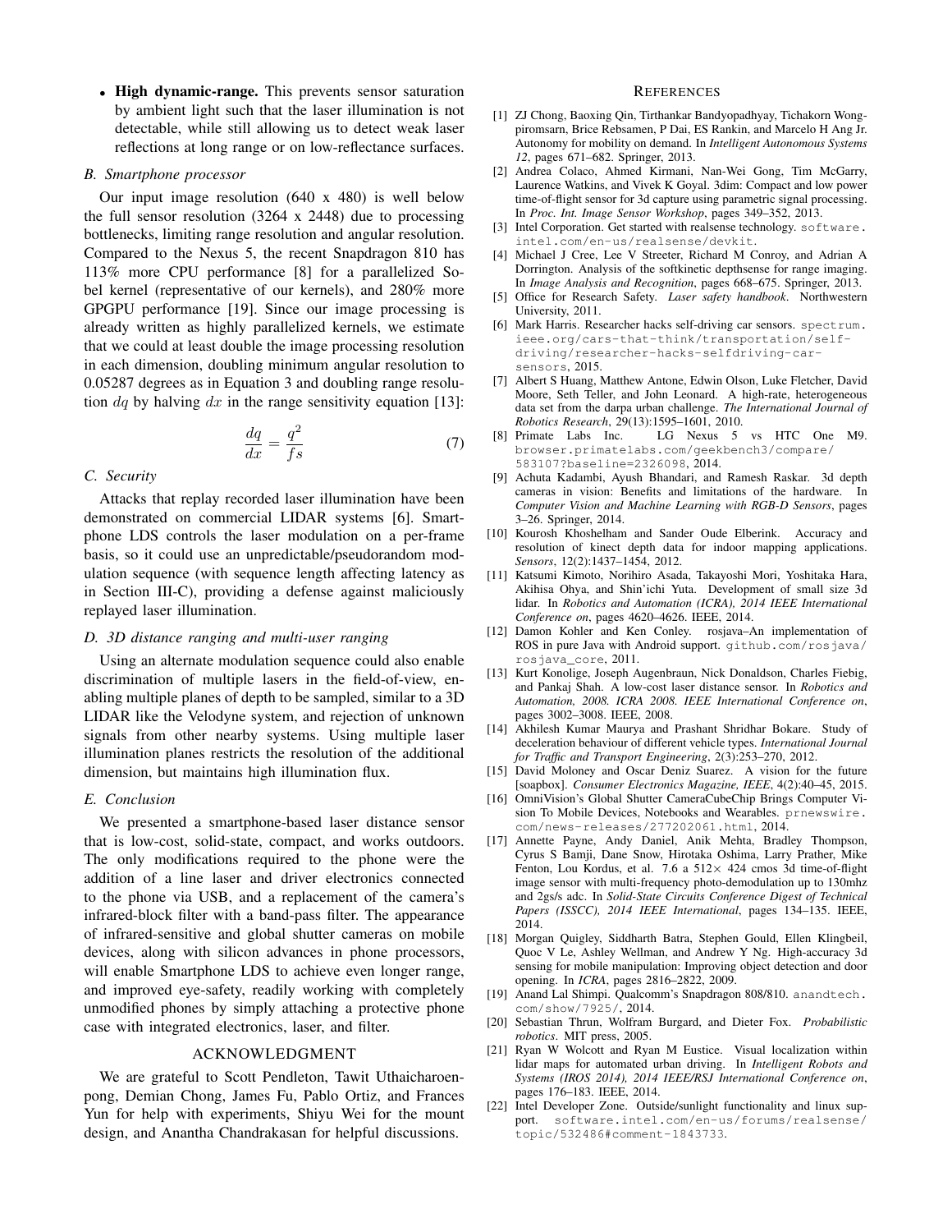- **High dynamic-range.** This prevents sensor saturation by ambient light such that the laser illumination is not detectable, while still allowing us to detect weak laser reflections at long range or on low-reflectance surfaces.

### *B. Smartphone processor*

Our input image resolution (640 x 480) is well below the full sensor resolution (3264 x 2448) due to processing bottlenecks, limiting range resolution and angular resolution. Compared to the Nexus 5, the recent Snapdragon 810 has 113% more CPU performance [8] for a parallelized Sobel kernel (representative of our kernels), and 280% more GPGPU performance [19]. Since our image processing is already written as highly parallelized kernels, we estimate that we could at least double the image processing resolution in each dimension, doubling minimum angular resolution to 0.05287 degrees as in Equation 3 and doubling range resolution $dq$ by halving $dx$ in the range sensitivity equation [13]:

$$\frac{dq}{dx} = \frac{q^2}{fs} \tag{7}$$

### *C. Security*

Attacks that replay recorded laser illumination have been demonstrated on commercial LIDAR systems [6]. Smartphone LDS controls the laser modulation on a per-frame basis, so it could use an unpredictable/pseudorandom modulation sequence (with sequence length affecting latency as in Section III-C), providing a defense against maliciously replayed laser illumination.

### *D. 3D distance ranging and multi-user ranging*

Using an alternate modulation sequence could also enable discrimination of multiple lasers in the field-of-view, enabling multiple planes of depth to be sampled, similar to a 3D LIDAR like the Velodyne system, and rejection of unknown signals from other nearby systems. Using multiple laser illumination planes restricts the resolution of the additional dimension, but maintains high illumination flux.

### *E. Conclusion*

We presented a smartphone-based laser distance sensor that is low-cost, solid-state, compact, and works outdoors. The only modifications required to the phone were the addition of a line laser and driver electronics connected to the phone via USB, and a replacement of the camera's infrared-block filter with a band-pass filter. The appearance of infrared-sensitive and global shutter cameras on mobile devices, along with silicon advances in phone processors, will enable Smartphone LDS to achieve even longer range, and improved eye-safety, readily working with completely unmodified phones by simply attaching a protective phone case with integrated electronics, laser, and filter.

## ACKNOWLEDGMENT

We are grateful to Scott Pendleton, Tawit Uthaicharoenpong, Demian Chong, James Fu, Pablo Ortiz, and Frances Yun for help with experiments, Shiyu Wei for the mount design, and Anantha Chandrakasan for helpful discussions.

## REFERENCES

[1] ZJ Chong, Baoxing Qin, Tirthankar Bandyopadhyay, Tichakorn Wongpiromsarn, Brice Rebsamen, P Dai, ES Rankin, and Marcelo H Ang Jr. Autonomy for mobility on demand. In *Intelligent Autonomous Systems 12*, pages 671–682. Springer, 2013.

[2] Andrea Colaco, Ahmed Kirmani, Nan-Wei Gong, Tim McGarry, Laurence Watkins, and Vivek K Goyal. 3dim: Compact and low power time-of-flight sensor for 3d capture using parametric signal processing. In *Proc. Int. Image Sensor Workshop*, pages 349–352, 2013.

[3] Intel Corporation. Get started with realsense technology. software.intel.com/en-us/realsense/devkit.

[4] Michael J Cree, Lee V Streeter, Richard M Conroy, and Adrian A Dorrington. Analysis of the softkinetic depthsense for range imaging. In *Image Analysis and Recognition*, pages 668–675. Springer, 2013.

[5] Office for Research Safety. *Laser safety handbook*. Northwestern University, 2011.

[6] Mark Harris. Researcher hacks self-driving car sensors. spectrum.ieee.org/cars-that-think/transportation/self-driving/researcher-hacks-selfdriving-car-sensors, 2015.

[7] Albert S Huang, Matthew Antone, Edwin Olson, Luke Fletcher, David Moore, Seth Teller, and John Leonard. A high-rate, heterogeneous data set from the darpa urban challenge. *The International Journal of Robotics Research*, 29(13):1595–1601, 2010.

[8] Primate Labs Inc. LG Nexus 5 vs HTC One M9. browser.primatelabs.com/geekbench3/compare/583107?baseline=2326098, 2014.

[9] Achuta Kadambi, Ayush Bhandari, and Ramesh Raskar. 3d depth cameras in vision: Benefits and limitations of the hardware. In *Computer Vision and Machine Learning with RGB-D Sensors*, pages 3–26. Springer, 2014.

[10] Kourosh Khoshelham and Sander Oude Elberink. Accuracy and resolution of kinect depth data for indoor mapping applications. *Sensors*, 12(2):1437–1454, 2012.

[11] Katsumi Kimoto, Norihiro Asada, Takayoshi Mori, Yoshitaka Hara, Akihisa Ohya, and Shin'ichi Yuta. Development of small size 3d lidar. In *Robotics and Automation (ICRA), 2014 IEEE International Conference on*, pages 4620–4626. IEEE, 2014.

[12] Damon Kohler and Ken Conley. rosjava–An implementation of ROS in pure Java with Android support. github.com/rosjava/rosjava_core, 2011.

[13] Kurt Konolige, Joseph Augenbraun, Nick Donaldson, Charles Fiebig, and Pankaj Shah. A low-cost laser distance sensor. In *Robotics and Automation, 2008. ICRA 2008. IEEE International Conference on*, pages 3002–3008. IEEE, 2008.

[14] Akhilesh Kumar Maurya and Prashant Shridhar Bokare. Study of deceleration behaviour of different vehicle types. *International Journal for Traffic and Transport Engineering*, 2(3):253–270, 2012.

[15] David Moloney and Oscar Deniz Suarez. A vision for the future [soapbox]. *Consumer Electronics Magazine, IEEE*, 4(2):40–45, 2015.

[16] OmniVision's Global Shutter CameraCubeChip Brings Computer Vision To Mobile Devices, Notebooks and Wearables. prnewswire.com/news-releases/277202061.html, 2014.

[17] Annette Payne, Andy Daniel, Anik Mehta, Bradley Thompson, Cyrus S Bamji, Dane Snow, Hirotaka Oshima, Larry Prather, Mike Fenton, Lou Kordus, et al. 7.6 a 512× 424 cmos 3d time-of-flight image sensor with multi-frequency photo-demodulation up to 130mhz and 2gs/s adc. In *Solid-State Circuits Conference Digest of Technical Papers (ISSCC), 2014 IEEE International*, pages 134–135. IEEE, 2014.

[18] Morgan Quigley, Siddharth Batra, Stephen Gould, Ellen Klingbeil, Quoc V Le, Ashley Wellman, and Andrew Y Ng. High-accuracy 3d sensing for mobile manipulation: Improving object detection and door opening. In *ICRA*, pages 2816–2822, 2009.

[19] Anand Lal Shimpi. Qualcomm's Snapdragon 808/810. anandtech.com/show/7925/, 2014.

[20] Sebastian Thrun, Wolfram Burgard, and Dieter Fox. *Probabilistic robotics*. MIT press, 2005.

[21] Ryan W Wolcott and Ryan M Eustice. Visual localization within lidar maps for automated urban driving. In *Intelligent Robots and Systems (IROS 2014), 2014 IEEE/RSJ International Conference on*, pages 176–183. IEEE, 2014.

[22] Intel Developer Zone. Outside/sunlight functionality and linux support. software.intel.com/en-us/forums/realsense/topic/532486#comment-1843733.